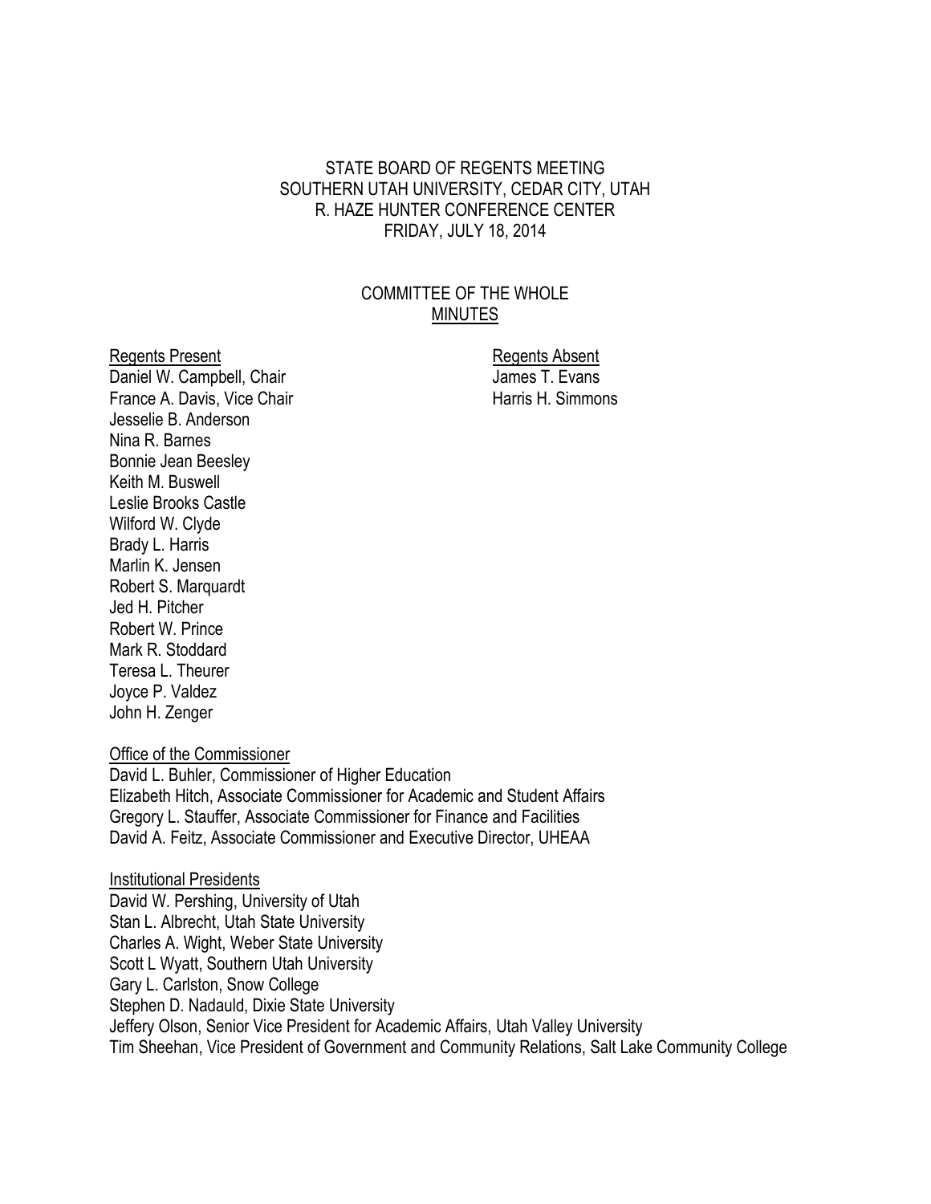# STATE BOARD OF REGENTS MEETING
# SOUTHERN UTAH UNIVERSITY, CEDAR CITY, UTAH
# R. HAZE HUNTER CONFERENCE CENTER
# FRIDAY, JULY 18, 2014

## COMMITTEE OF THE WHOLE
## MINUTES

Regents Present
Daniel W. Campbell, Chair
France A. Davis, Vice Chair
Jesselie B. Anderson
Nina R. Barnes
Bonnie Jean Beesley
Keith M. Buswell
Leslie Brooks Castle
Wilford W. Clyde
Brady L. Harris
Marlin K. Jensen
Robert S. Marquardt
Jed H. Pitcher
Robert W. Prince
Mark R. Stoddard
Teresa L. Theurer
Joyce P. Valdez
John H. Zenger

Regents Absent
James T. Evans
Harris H. Simmons

Office of the Commissioner
David L. Buhler, Commissioner of Higher Education
Elizabeth Hitch, Associate Commissioner for Academic and Student Affairs
Gregory L. Stauffer, Associate Commissioner for Finance and Facilities
David A. Feitz, Associate Commissioner and Executive Director, UHEAA

Institutional Presidents
David W. Pershing, University of Utah
Stan L. Albrecht, Utah State University
Charles A. Wight, Weber State University
Scott L Wyatt, Southern Utah University
Gary L. Carlston, Snow College
Stephen D. Nadauld, Dixie State University
Jeffery Olson, Senior Vice President for Academic Affairs, Utah Valley University
Tim Sheehan, Vice President of Government and Community Relations, Salt Lake Community College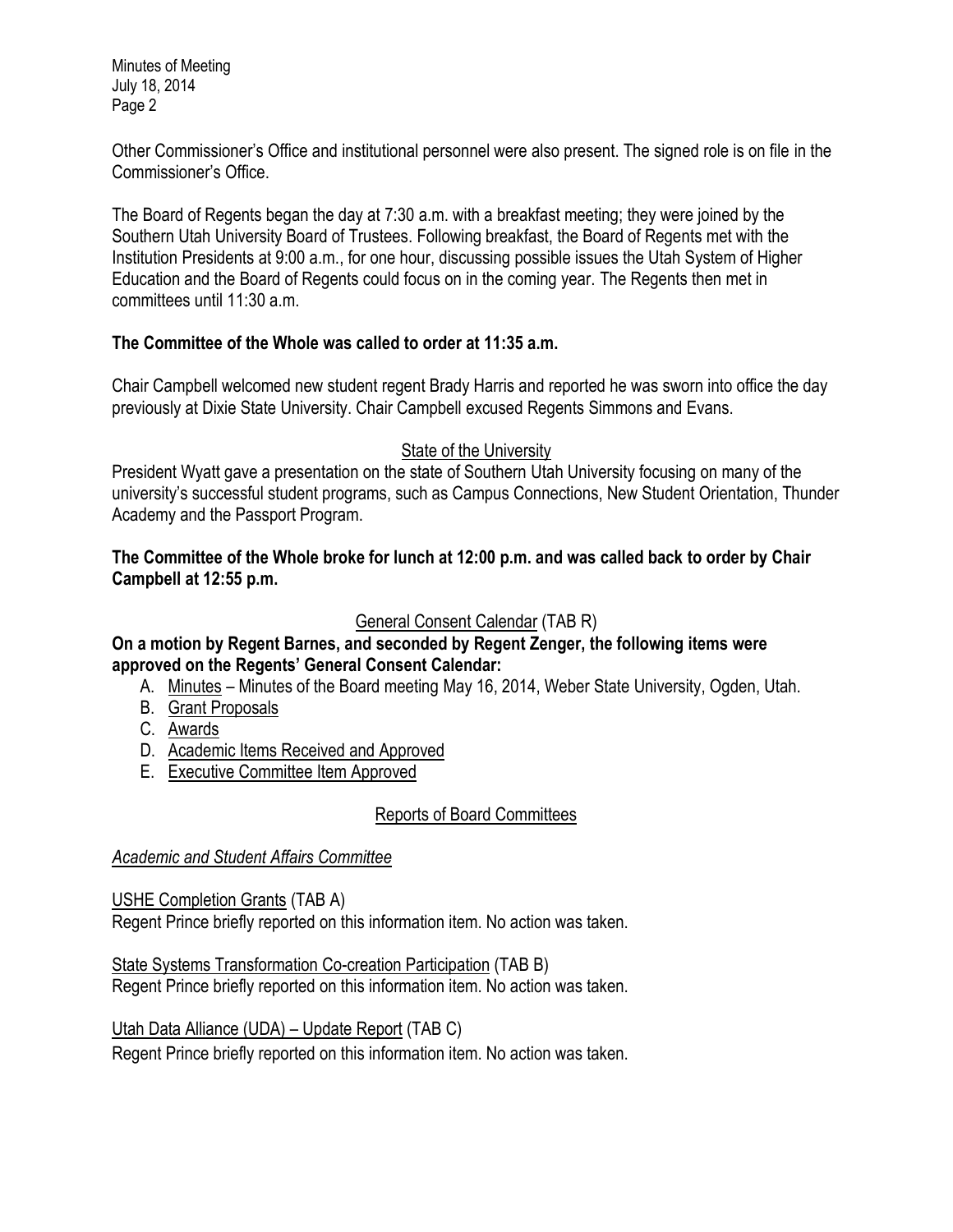Other Commissioner's Office and institutional personnel were also present. The signed role is on file in the Commissioner's Office.

The Board of Regents began the day at 7:30 a.m. with a breakfast meeting; they were joined by the Southern Utah University Board of Trustees. Following breakfast, the Board of Regents met with the Institution Presidents at 9:00 a.m., for one hour, discussing possible issues the Utah System of Higher Education and the Board of Regents could focus on in the coming year. The Regents then met in committees until 11:30 a.m.

**The Committee of the Whole was called to order at 11:35 a.m.**

Chair Campbell welcomed new student regent Brady Harris and reported he was sworn into office the day previously at Dixie State University. Chair Campbell excused Regents Simmons and Evans.

<u>State of the University</u>

President Wyatt gave a presentation on the state of Southern Utah University focusing on many of the university's successful student programs, such as Campus Connections, New Student Orientation, Thunder Academy and the Passport Program.

**The Committee of the Whole broke for lunch at 12:00 p.m. and was called back to order by Chair Campbell at 12:55 p.m.**

<u>General Consent Calendar</u> (TAB R)

**On a motion by Regent Barnes, and seconded by Regent Zenger, the following items were approved on the Regents' General Consent Calendar:**

A. <u>Minutes</u> – Minutes of the Board meeting May 16, 2014, Weber State University, Ogden, Utah.
B. <u>Grant Proposals</u>
C. <u>Awards</u>
D. <u>Academic Items Received and Approved</u>
E. <u>Executive Committee Item Approved</u>

<u>Reports of Board Committees</u>

*<u>Academic and Student Affairs Committee</u>*

<u>USHE Completion Grants</u> (TAB A)
Regent Prince briefly reported on this information item. No action was taken.

<u>State Systems Transformation Co-creation Participation</u> (TAB B)
Regent Prince briefly reported on this information item. No action was taken.

<u>Utah Data Alliance (UDA) – Update Report</u> (TAB C)
Regent Prince briefly reported on this information item. No action was taken.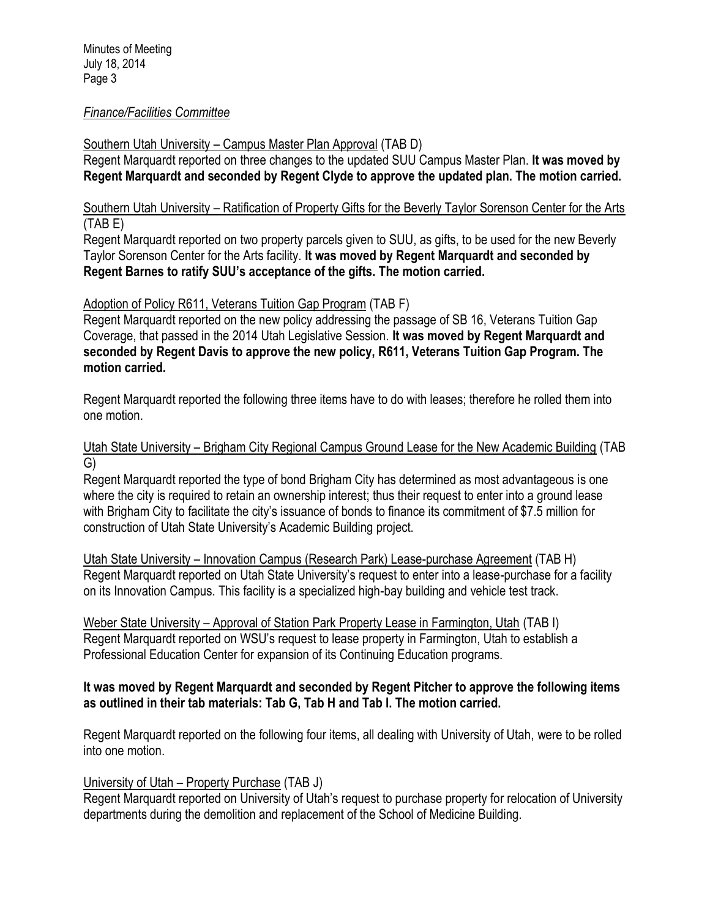*Finance/Facilities Committee*

Southern Utah University – Campus Master Plan Approval (TAB D)
Regent Marquardt reported on three changes to the updated SUU Campus Master Plan. **It was moved by Regent Marquardt and seconded by Regent Clyde to approve the updated plan. The motion carried.**

Southern Utah University – Ratification of Property Gifts for the Beverly Taylor Sorenson Center for the Arts (TAB E)
Regent Marquardt reported on two property parcels given to SUU, as gifts, to be used for the new Beverly Taylor Sorenson Center for the Arts facility. **It was moved by Regent Marquardt and seconded by Regent Barnes to ratify SUU's acceptance of the gifts. The motion carried.**

Adoption of Policy R611, Veterans Tuition Gap Program (TAB F)
Regent Marquardt reported on the new policy addressing the passage of SB 16, Veterans Tuition Gap Coverage, that passed in the 2014 Utah Legislative Session. **It was moved by Regent Marquardt and seconded by Regent Davis to approve the new policy, R611, Veterans Tuition Gap Program. The motion carried.**

Regent Marquardt reported the following three items have to do with leases; therefore he rolled them into one motion.

Utah State University – Brigham City Regional Campus Ground Lease for the New Academic Building (TAB G)
Regent Marquardt reported the type of bond Brigham City has determined as most advantageous is one where the city is required to retain an ownership interest; thus their request to enter into a ground lease with Brigham City to facilitate the city's issuance of bonds to finance its commitment of $7.5 million for construction of Utah State University's Academic Building project.

Utah State University – Innovation Campus (Research Park) Lease-purchase Agreement (TAB H)
Regent Marquardt reported on Utah State University's request to enter into a lease-purchase for a facility on its Innovation Campus. This facility is a specialized high-bay building and vehicle test track.

Weber State University – Approval of Station Park Property Lease in Farmington, Utah (TAB I)
Regent Marquardt reported on WSU's request to lease property in Farmington, Utah to establish a Professional Education Center for expansion of its Continuing Education programs.

**It was moved by Regent Marquardt and seconded by Regent Pitcher to approve the following items as outlined in their tab materials: Tab G, Tab H and Tab I. The motion carried.**

Regent Marquardt reported on the following four items, all dealing with University of Utah, were to be rolled into one motion.

University of Utah – Property Purchase (TAB J)
Regent Marquardt reported on University of Utah's request to purchase property for relocation of University departments during the demolition and replacement of the School of Medicine Building.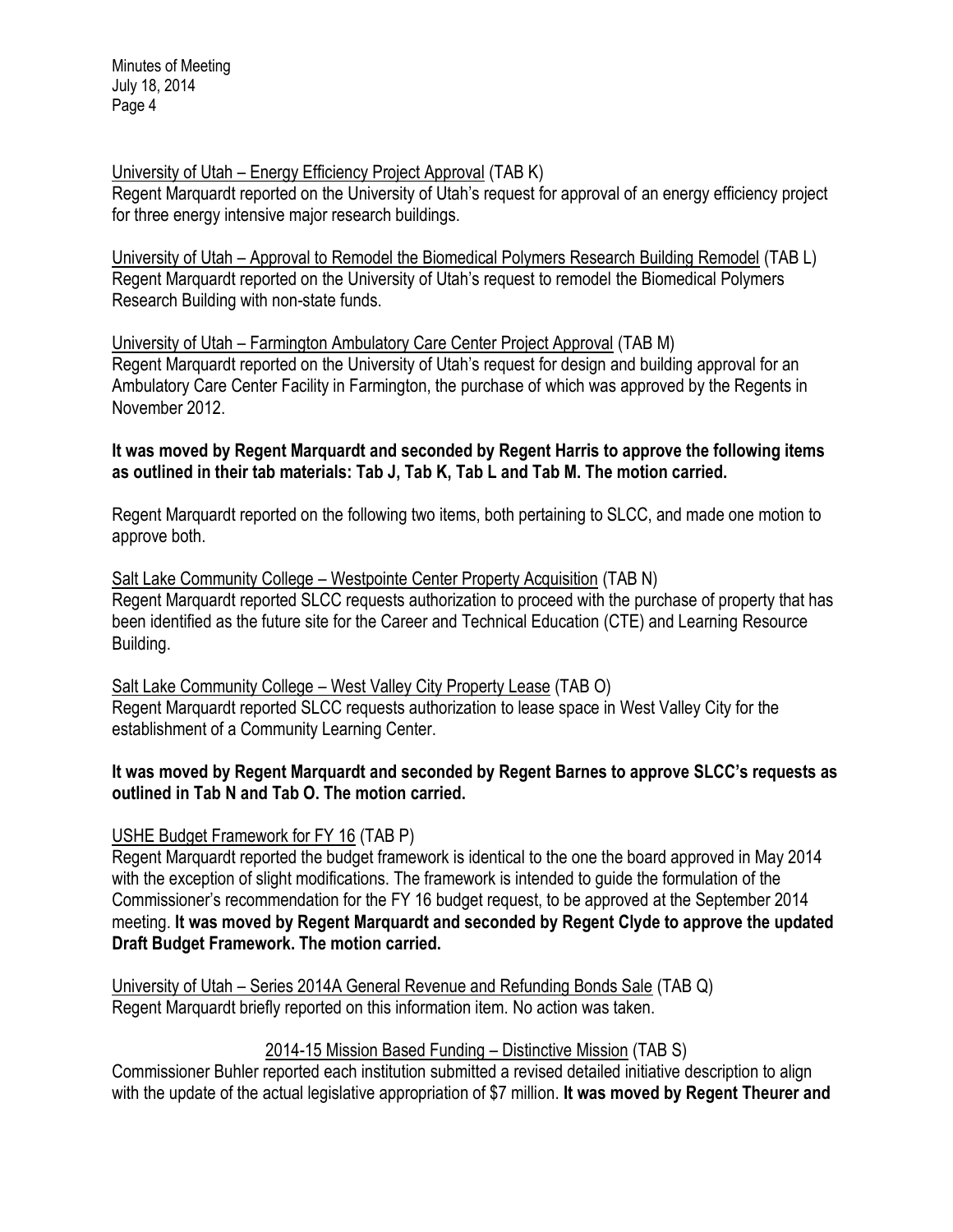University of Utah – Energy Efficiency Project Approval (TAB K)
Regent Marquardt reported on the University of Utah's request for approval of an energy efficiency project for three energy intensive major research buildings.

University of Utah – Approval to Remodel the Biomedical Polymers Research Building Remodel (TAB L)
Regent Marquardt reported on the University of Utah's request to remodel the Biomedical Polymers Research Building with non-state funds.

University of Utah – Farmington Ambulatory Care Center Project Approval (TAB M)
Regent Marquardt reported on the University of Utah's request for design and building approval for an Ambulatory Care Center Facility in Farmington, the purchase of which was approved by the Regents in November 2012.

**It was moved by Regent Marquardt and seconded by Regent Harris to approve the following items as outlined in their tab materials: Tab J, Tab K, Tab L and Tab M. The motion carried.**

Regent Marquardt reported on the following two items, both pertaining to SLCC, and made one motion to approve both.

Salt Lake Community College – Westpointe Center Property Acquisition (TAB N)
Regent Marquardt reported SLCC requests authorization to proceed with the purchase of property that has been identified as the future site for the Career and Technical Education (CTE) and Learning Resource Building.

Salt Lake Community College – West Valley City Property Lease (TAB O)
Regent Marquardt reported SLCC requests authorization to lease space in West Valley City for the establishment of a Community Learning Center.

**It was moved by Regent Marquardt and seconded by Regent Barnes to approve SLCC's requests as outlined in Tab N and Tab O. The motion carried.**

USHE Budget Framework for FY 16 (TAB P)
Regent Marquardt reported the budget framework is identical to the one the board approved in May 2014 with the exception of slight modifications. The framework is intended to guide the formulation of the Commissioner's recommendation for the FY 16 budget request, to be approved at the September 2014 meeting. **It was moved by Regent Marquardt and seconded by Regent Clyde to approve the updated Draft Budget Framework. The motion carried.**

University of Utah – Series 2014A General Revenue and Refunding Bonds Sale (TAB Q)
Regent Marquardt briefly reported on this information item. No action was taken.

2014-15 Mission Based Funding – Distinctive Mission (TAB S)
Commissioner Buhler reported each institution submitted a revised detailed initiative description to align with the update of the actual legislative appropriation of $7 million. **It was moved by Regent Theurer and**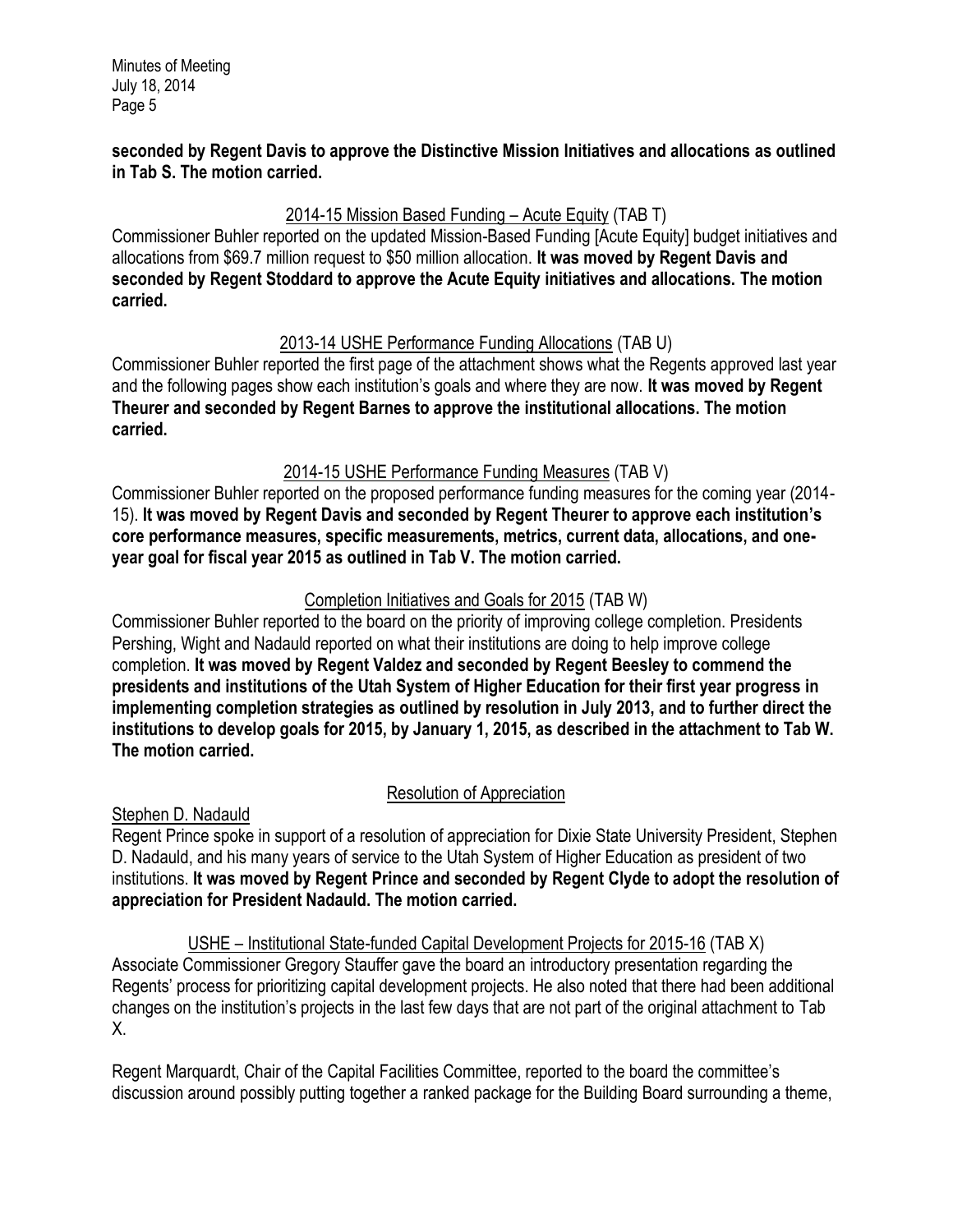**seconded by Regent Davis to approve the Distinctive Mission Initiatives and allocations as outlined in Tab S. The motion carried.**

2014-15 Mission Based Funding – Acute Equity (TAB T)

Commissioner Buhler reported on the updated Mission-Based Funding [Acute Equity] budget initiatives and allocations from $69.7 million request to $50 million allocation. **It was moved by Regent Davis and seconded by Regent Stoddard to approve the Acute Equity initiatives and allocations. The motion carried.**

2013-14 USHE Performance Funding Allocations (TAB U)

Commissioner Buhler reported the first page of the attachment shows what the Regents approved last year and the following pages show each institution's goals and where they are now. **It was moved by Regent Theurer and seconded by Regent Barnes to approve the institutional allocations. The motion carried.**

2014-15 USHE Performance Funding Measures (TAB V)

Commissioner Buhler reported on the proposed performance funding measures for the coming year (2014-15). **It was moved by Regent Davis and seconded by Regent Theurer to approve each institution's core performance measures, specific measurements, metrics, current data, allocations, and one-year goal for fiscal year 2015 as outlined in Tab V. The motion carried.**

Completion Initiatives and Goals for 2015 (TAB W)

Commissioner Buhler reported to the board on the priority of improving college completion. Presidents Pershing, Wight and Nadauld reported on what their institutions are doing to help improve college completion. **It was moved by Regent Valdez and seconded by Regent Beesley to commend the presidents and institutions of the Utah System of Higher Education for their first year progress in implementing completion strategies as outlined by resolution in July 2013, and to further direct the institutions to develop goals for 2015, by January 1, 2015, as described in the attachment to Tab W. The motion carried.**

Resolution of Appreciation

Stephen D. Nadauld

Regent Prince spoke in support of a resolution of appreciation for Dixie State University President, Stephen D. Nadauld, and his many years of service to the Utah System of Higher Education as president of two institutions. **It was moved by Regent Prince and seconded by Regent Clyde to adopt the resolution of appreciation for President Nadauld. The motion carried.**

USHE – Institutional State-funded Capital Development Projects for 2015-16 (TAB X)

Associate Commissioner Gregory Stauffer gave the board an introductory presentation regarding the Regents' process for prioritizing capital development projects. He also noted that there had been additional changes on the institution's projects in the last few days that are not part of the original attachment to Tab X.

Regent Marquardt, Chair of the Capital Facilities Committee, reported to the board the committee's discussion around possibly putting together a ranked package for the Building Board surrounding a theme,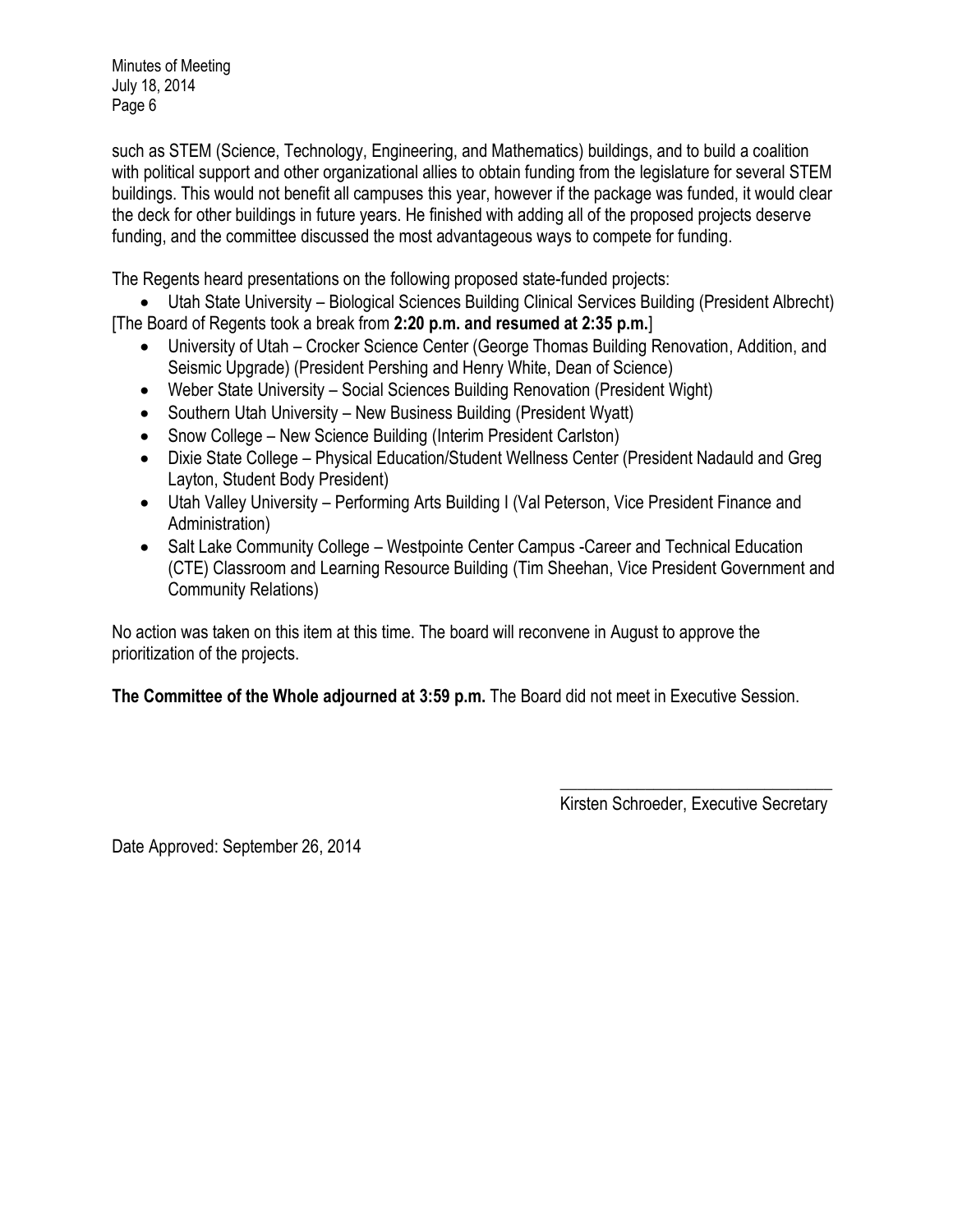such as STEM (Science, Technology, Engineering, and Mathematics) buildings, and to build a coalition with political support and other organizational allies to obtain funding from the legislature for several STEM buildings. This would not benefit all campuses this year, however if the package was funded, it would clear the deck for other buildings in future years. He finished with adding all of the proposed projects deserve funding, and the committee discussed the most advantageous ways to compete for funding.

The Regents heard presentations on the following proposed state-funded projects:

- Utah State University – Biological Sciences Building Clinical Services Building (President Albrecht)

[The Board of Regents took a break from **2:20 p.m. and resumed at 2:35 p.m.**]

- University of Utah – Crocker Science Center (George Thomas Building Renovation, Addition, and Seismic Upgrade) (President Pershing and Henry White, Dean of Science)
- Weber State University – Social Sciences Building Renovation (President Wight)
- Southern Utah University – New Business Building (President Wyatt)
- Snow College – New Science Building (Interim President Carlston)
- Dixie State College – Physical Education/Student Wellness Center (President Nadauld and Greg Layton, Student Body President)
- Utah Valley University – Performing Arts Building I (Val Peterson, Vice President Finance and Administration)
- Salt Lake Community College – Westpointe Center Campus -Career and Technical Education (CTE) Classroom and Learning Resource Building (Tim Sheehan, Vice President Government and Community Relations)

No action was taken on this item at this time. The board will reconvene in August to approve the prioritization of the projects.

**The Committee of the Whole adjourned at 3:59 p.m.** The Board did not meet in Executive Session.

\_\_\_\_\_\_\_\_\_\_\_\_\_\_\_\_\_\_\_\_\_\_\_\_\_\_\_\_\_\_\_\_\_

Kirsten Schroeder, Executive Secretary

Date Approved: September 26, 2014